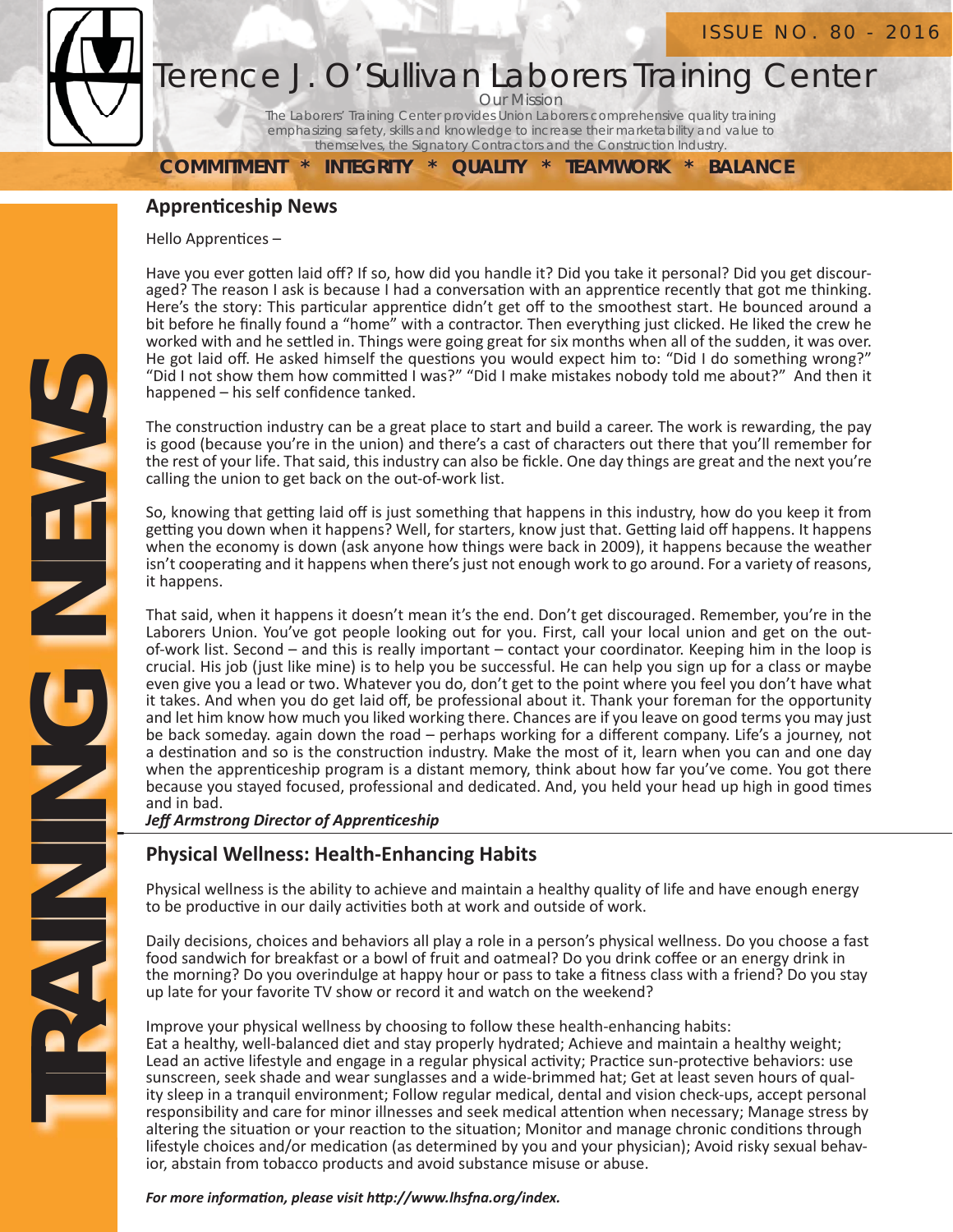ISSUE NO. 80 - 2016

# Terence J. O'Sullivan Laborers Training Center

Our Mission

The Laborers' Training Center provides Union Laborers comprehensive quality training emphasizing safety, skills and knowledge to increase their marketability and value to themselves, the Signatory Contractors and the Construction Industry.

**COMMITMENT * INTEGRITY * QUALITY * TEAMWORK * BALANCE**

TRAINING NEWS

## Apprenticeship News

Hello Apprentices –

Have you ever gotten laid off? If so, how did you handle it? Did you take it personal? Did you get discouraged? The reason I ask is because I had a conversation with an apprentice recently that got me thinking. Here's the story: This particular apprentice didn't get off to the smoothest start. He bounced around a bit before he finally found a "home" with a contractor. Then everything just clicked. He liked the crew he worked with and he settled in. Things were going great for six months when all of the sudden, it was over. He got laid off. He asked himself the questions you would expect him to: "Did I do something wrong?" "Did I not show them how committed I was?" "Did I make mistakes nobody told me about?" And then it happened – his self confidence tanked.

The construction industry can be a great place to start and build a career. The work is rewarding, the pay is good (because you're in the union) and there's a cast of characters out there that you'll remember for the rest of your life. That said, this industry can also be fickle. One day things are great and the next you're calling the union to get back on the out-of-work list.

So, knowing that getting laid off is just something that happens in this industry, how do you keep it from getting you down when it happens? Well, for starters, know just that. Getting laid off happens. It happens when the economy is down (ask anyone how things were back in 2009), it happens because the weather isn't cooperating and it happens when there's just not enough work to go around. For a variety of reasons, it happens.

That said, when it happens it doesn't mean it's the end. Don't get discouraged. Remember, you're in the Laborers Union. You've got people looking out for you. First, call your local union and get on the out-of-work list. Second – and this is really important – contact your coordinator. Keeping him in the loop is crucial. His job (just like mine) is to help you be successful. He can help you sign up for a class or maybe even give you a lead or two. Whatever you do, don't get to the point where you feel you don't have what it takes. And when you do get laid off, be professional about it. Thank your foreman for the opportunity and let him know how much you liked working there. Chances are if you leave on good terms you may just be back someday. again down the road – perhaps working for a different company. Life's a journey, not a destination and so is the construction industry. Make the most of it, learn when you can and one day when the apprenticeship program is a distant memory, think about how far you've come. You got there because you stayed focused, professional and dedicated. And, you held your head up high in good times and in bad.

***Jeff Armstrong Director of Apprenticeship***

## Physical Wellness: Health-Enhancing Habits

Physical wellness is the ability to achieve and maintain a healthy quality of life and have enough energy to be productive in our daily activities both at work and outside of work.

Daily decisions, choices and behaviors all play a role in a person's physical wellness. Do you choose a fast food sandwich for breakfast or a bowl of fruit and oatmeal? Do you drink coffee or an energy drink in the morning? Do you overindulge at happy hour or pass to take a fitness class with a friend? Do you stay up late for your favorite TV show or record it and watch on the weekend?

Improve your physical wellness by choosing to follow these health-enhancing habits:
Eat a healthy, well-balanced diet and stay properly hydrated; Achieve and maintain a healthy weight; Lead an active lifestyle and engage in a regular physical activity; Practice sun-protective behaviors: use sunscreen, seek shade and wear sunglasses and a wide-brimmed hat; Get at least seven hours of quality sleep in a tranquil environment; Follow regular medical, dental and vision check-ups, accept personal responsibility and care for minor illnesses and seek medical attention when necessary; Manage stress by altering the situation or your reaction to the situation; Monitor and manage chronic conditions through lifestyle choices and/or medication (as determined by you and your physician); Avoid risky sexual behavior, abstain from tobacco products and avoid substance misuse or abuse.

***For more information, please visit http://www.lhsfna.org/index.***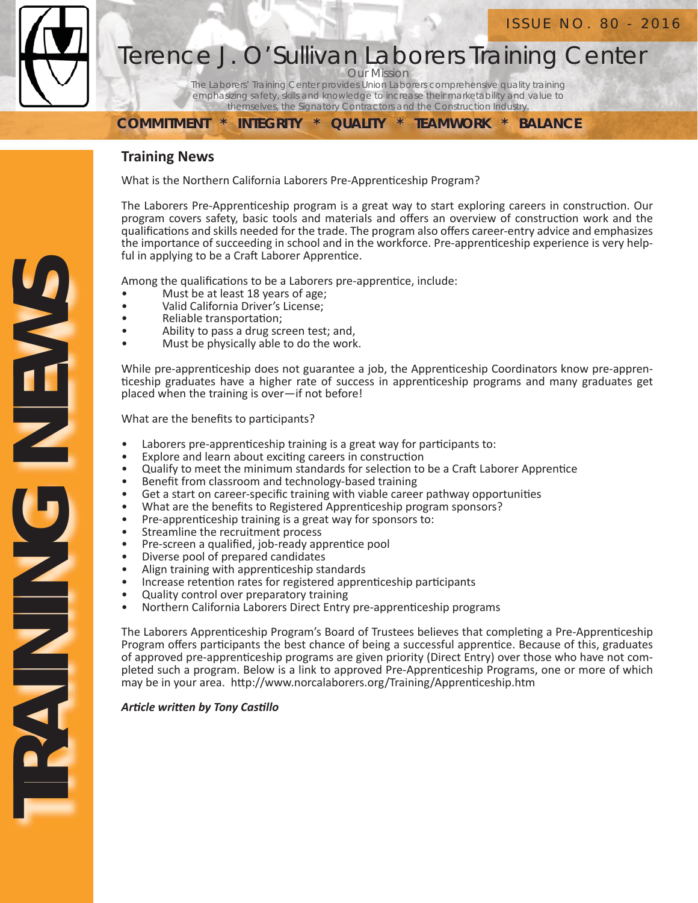# Terence J. O'Sullivan Laborers Training Center

ISSUE NO. 80 - 2016

Our Mission

The Laborers' Training Center provides Union Laborers comprehensive quality training emphasizing safety, skills and knowledge to increase their marketability and value to themselves, the Signatory Contractors and the Construction Industry.

**COMMITMENT * INTEGRITY * QUALITY * TEAMWORK * BALANCE**

TRAINING NEWS

## Training News

What is the Northern California Laborers Pre-Apprenticeship Program?

The Laborers Pre-Apprenticeship program is a great way to start exploring careers in construction. Our program covers safety, basic tools and materials and offers an overview of construction work and the qualifications and skills needed for the trade. The program also offers career-entry advice and emphasizes the importance of succeeding in school and in the workforce. Pre-apprenticeship experience is very helpful in applying to be a Craft Laborer Apprentice.

Among the qualifications to be a Laborers pre-apprentice, include:

- Must be at least 18 years of age;
- Valid California Driver's License;
- Reliable transportation;
- Ability to pass a drug screen test; and,
- Must be physically able to do the work.

While pre-apprenticeship does not guarantee a job, the Apprenticeship Coordinators know pre-apprenticeship graduates have a higher rate of success in apprenticeship programs and many graduates get placed when the training is over—if not before!

What are the benefits to participants?

- Laborers pre-apprenticeship training is a great way for participants to:
- Explore and learn about exciting careers in construction
- Qualify to meet the minimum standards for selection to be a Craft Laborer Apprentice
- Benefit from classroom and technology-based training
- Get a start on career-specific training with viable career pathway opportunities
- What are the benefits to Registered Apprenticeship program sponsors?
- Pre-apprenticeship training is a great way for sponsors to:
- Streamline the recruitment process
- Pre-screen a qualified, job-ready apprentice pool
- Diverse pool of prepared candidates
- Align training with apprenticeship standards
- Increase retention rates for registered apprenticeship participants
- Quality control over preparatory training
- Northern California Laborers Direct Entry pre-apprenticeship programs

The Laborers Apprenticeship Program's Board of Trustees believes that completing a Pre-Apprenticeship Program offers participants the best chance of being a successful apprentice. Because of this, graduates of approved pre-apprenticeship programs are given priority (Direct Entry) over those who have not completed such a program. Below is a link to approved Pre-Apprenticeship Programs, one or more of which may be in your area. http://www.norcalaborers.org/Training/Apprenticeship.htm

***Article written by Tony Castillo***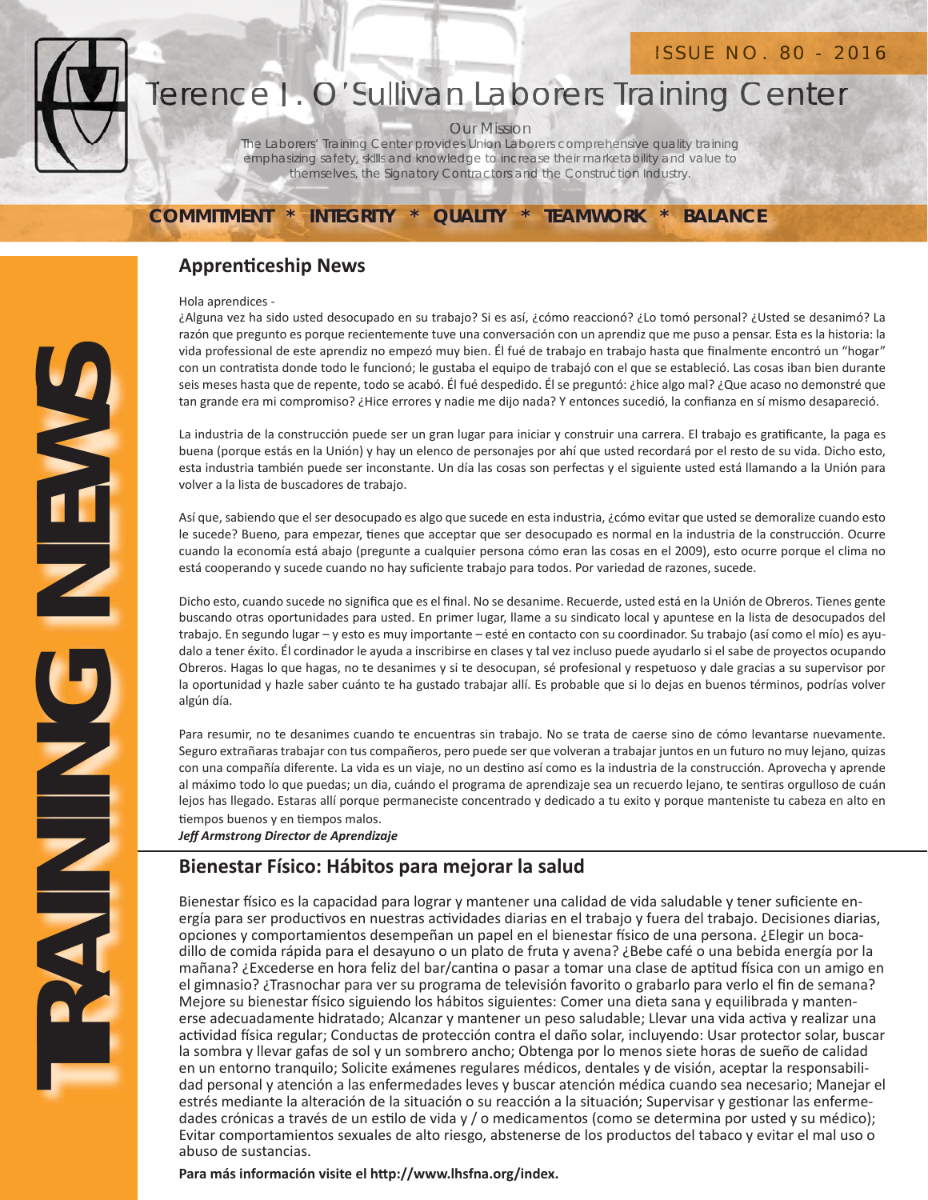# Terence J. O'Sullivan Laborers Training Center

ISSUE NO. 80 - 2016

Our Mission

The Laborers' Training Center provides Union Laborers comprehensive quality training emphasizing safety, skills and knowledge to increase their marketability and value to themselves, the Signatory Contractors and the Construction Industry.

**COMMITMENT * INTEGRITY * QUALITY * TEAMWORK * BALANCE**

TRAINING NEWS

## Apprenticeship News

Hola aprendices -

¿Alguna vez ha sido usted desocupado en su trabajo? Si es así, ¿cómo reaccionó? ¿Lo tomó personal? ¿Usted se desanimó? La razón que pregunto es porque recientemente tuve una conversación con un aprendiz que me puso a pensar. Esta es la historia: la vida professional de este aprendiz no empezó muy bien. Él fué de trabajo en trabajo hasta que finalmente encontró un "hogar" con un contratista donde todo le funcionó; le gustaba el equipo de trabajó con el que se estableció. Las cosas iban bien durante seis meses hasta que de repente, todo se acabó. Él fué despedido. Él se preguntó: ¿hice algo mal? ¿Que acaso no demonstré que tan grande era mi compromiso? ¿Hice errores y nadie me dijo nada? Y entonces sucedió, la confianza en sí mismo desapareció.

La industria de la construcción puede ser un gran lugar para iniciar y construir una carrera. El trabajo es gratificante, la paga es buena (porque estás en la Unión) y hay un elenco de personajes por ahí que usted recordará por el resto de su vida. Dicho esto, esta industria también puede ser inconstante. Un día las cosas son perfectas y el siguiente usted está llamando a la Unión para volver a la lista de buscadores de trabajo.

Así que, sabiendo que el ser desocupado es algo que sucede en esta industria, ¿cómo evitar que usted se demoralize cuando esto le sucede? Bueno, para empezar, tienes que acceptar que ser desocupado es normal en la industria de la construcción. Ocurre cuando la economía está abajo (pregunte a cualquier persona cómo eran las cosas en el 2009), esto ocurre porque el clima no está cooperando y sucede cuando no hay suficiente trabajo para todos. Por variedad de razones, sucede.

Dicho esto, cuando sucede no significa que es el final. No se desanime. Recuerde, usted está en la Unión de Obreros. Tienes gente buscando otras oportunidades para usted. En primer lugar, llame a su sindicato local y apuntese en la lista de desocupados del trabajo. En segundo lugar – y esto es muy importante – esté en contacto con su coordinador. Su trabajo (así como el mío) es ayudalo a tener éxito. Él cordinador le ayuda a inscribirse en clases y tal vez incluso puede ayudarlo si el sabe de proyectos ocupando Obreros. Hagas lo que hagas, no te desanimes y si te desocupan, sé profesional y respetuoso y dale gracias a su supervisor por la oportunidad y hazle saber cuánto te ha gustado trabajar allí. Es probable que si lo dejas en buenos términos, podrías volver algún día.

Para resumir, no te desanimes cuando te encuentras sin trabajo. No se trata de caerse sino de cómo levantarse nuevamente. Seguro extrañaras trabajar con tus compañeros, pero puede ser que volveran a trabajar juntos en un futuro no muy lejano, quizas con una compañía diferente. La vida es un viaje, no un destino así como es la industria de la construcción. Aprovecha y aprende al máximo todo lo que puedas; un dia, cuándo el programa de aprendizaje sea un recuerdo lejano, te sentiras orgulloso de cuán lejos has llegado. Estaras allí porque permaneciste concentrado y dedicado a tu exito y porque manteniste tu cabeza en alto en tiempos buenos y en tiempos malos.

***Jeff Armstrong Director de Aprendizaje***

## Bienestar Físico: Hábitos para mejorar la salud

Bienestar físico es la capacidad para lograr y mantener una calidad de vida saludable y tener suficiente energía para ser productivos en nuestras actividades diarias en el trabajo y fuera del trabajo. Decisiones diarias, opciones y comportamientos desempeñan un papel en el bienestar físico de una persona. ¿Elegir un bocadillo de comida rápida para el desayuno o un plato de fruta y avena? ¿Bebe café o una bebida energía por la mañana? ¿Excederse en hora feliz del bar/cantina o pasar a tomar una clase de aptitud física con un amigo en el gimnasio? ¿Trasnochar para ver su programa de televisión favorito o grabarlo para verlo el fin de semana? Mejore su bienestar físico siguiendo los hábitos siguientes: Comer una dieta sana y equilibrada y mantenerse adecuadamente hidratado; Alcanzar y mantener un peso saludable; Llevar una vida activa y realizar una actividad física regular; Conductas de protección contra el daño solar, incluyendo: Usar protector solar, buscar la sombra y llevar gafas de sol y un sombrero ancho; Obtenga por lo menos siete horas de sueño de calidad en un entorno tranquilo; Solicite exámenes regulares médicos, dentales y de visión, aceptar la responsabilidad personal y atención a las enfermedades leves y buscar atención médica cuando sea necesario; Manejar el estrés mediante la alteración de la situación o su reacción a la situación; Supervisar y gestionar las enfermedades crónicas a través de un estilo de vida y / o medicamentos (como se determina por usted y su médico); Evitar comportamientos sexuales de alto riesgo, abstenerse de los productos del tabaco y evitar el mal uso o abuso de sustancias.

**Para más información visite el http://www.lhsfna.org/index.**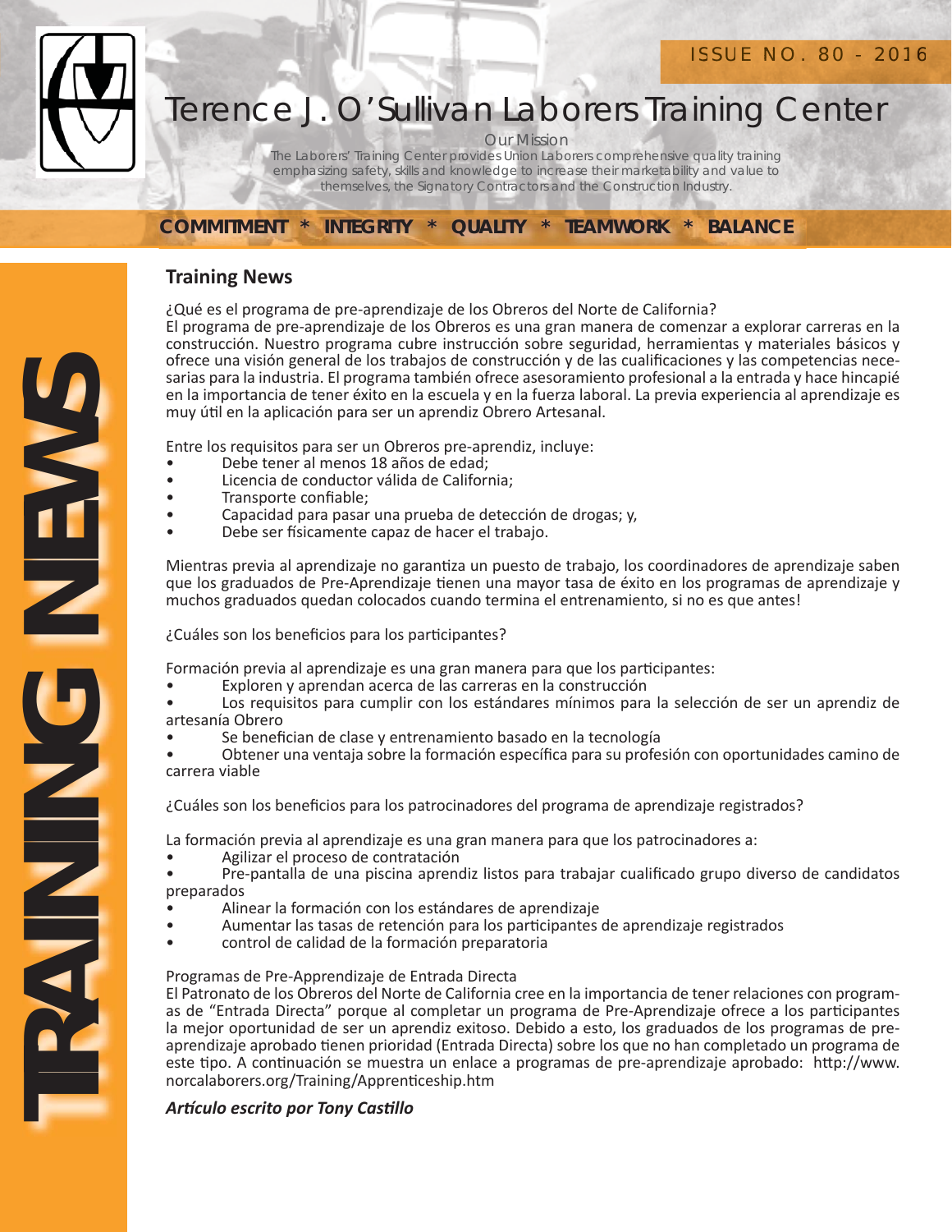# Terence J. O'Sullivan Laborers Training Center

ISSUE NO. 80 - 2016

Our Mission

The Laborers' Training Center provides Union Laborers comprehensive quality training emphasizing safety, skills and knowledge to increase their marketability and value to themselves, the Signatory Contractors and the Construction Industry.

**COMMITMENT * INTEGRITY * QUALITY * TEAMWORK * BALANCE**

TRAINING NEWS

## Training News

¿Qué es el programa de pre-aprendizaje de los Obreros del Norte de California?
El programa de pre-aprendizaje de los Obreros es una gran manera de comenzar a explorar carreras en la construcción. Nuestro programa cubre instrucción sobre seguridad, herramientas y materiales básicos y ofrece una visión general de los trabajos de construcción y de las cualificaciones y las competencias necesarias para la industria. El programa también ofrece asesoramiento profesional a la entrada y hace hincapié en la importancia de tener éxito en la escuela y en la fuerza laboral. La previa experiencia al aprendizaje es muy útil en la aplicación para ser un aprendiz Obrero Artesanal.

Entre los requisitos para ser un Obreros pre-aprendiz, incluye:

- Debe tener al menos 18 años de edad;
- Licencia de conductor válida de California;
- Transporte confiable;
- Capacidad para pasar una prueba de detección de drogas; y,
- Debe ser físicamente capaz de hacer el trabajo.

Mientras previa al aprendizaje no garantiza un puesto de trabajo, los coordinadores de aprendizaje saben que los graduados de Pre-Aprendizaje tienen una mayor tasa de éxito en los programas de aprendizaje y muchos graduados quedan colocados cuando termina el entrenamiento, si no es que antes!

¿Cuáles son los beneficios para los participantes?

Formación previa al aprendizaje es una gran manera para que los participantes:

- Exploren y aprendan acerca de las carreras en la construcción
- Los requisitos para cumplir con los estándares mínimos para la selección de ser un aprendiz de artesanía Obrero
- Se benefician de clase y entrenamiento basado en la tecnología
- Obtener una ventaja sobre la formación específica para su profesión con oportunidades camino de carrera viable

¿Cuáles son los beneficios para los patrocinadores del programa de aprendizaje registrados?

La formación previa al aprendizaje es una gran manera para que los patrocinadores a:

- Agilizar el proceso de contratación
- Pre-pantalla de una piscina aprendiz listos para trabajar cualificado grupo diverso de candidatos preparados
- Alinear la formación con los estándares de aprendizaje
- Aumentar las tasas de retención para los participantes de aprendizaje registrados
- control de calidad de la formación preparatoria

Programas de Pre-Apprendizaje de Entrada Directa
El Patronato de los Obreros del Norte de California cree en la importancia de tener relaciones con programas de "Entrada Directa" porque al completar un programa de Pre-Aprendizaje ofrece a los participantes la mejor oportunidad de ser un aprendiz exitoso. Debido a esto, los graduados de los programas de pre-aprendizaje aprobado tienen prioridad (Entrada Directa) sobre los que no han completado un programa de este tipo. A continuación se muestra un enlace a programas de pre-aprendizaje aprobado: http://www.norcalaborers.org/Training/Apprenticeship.htm

***Artículo escrito por Tony Castillo***